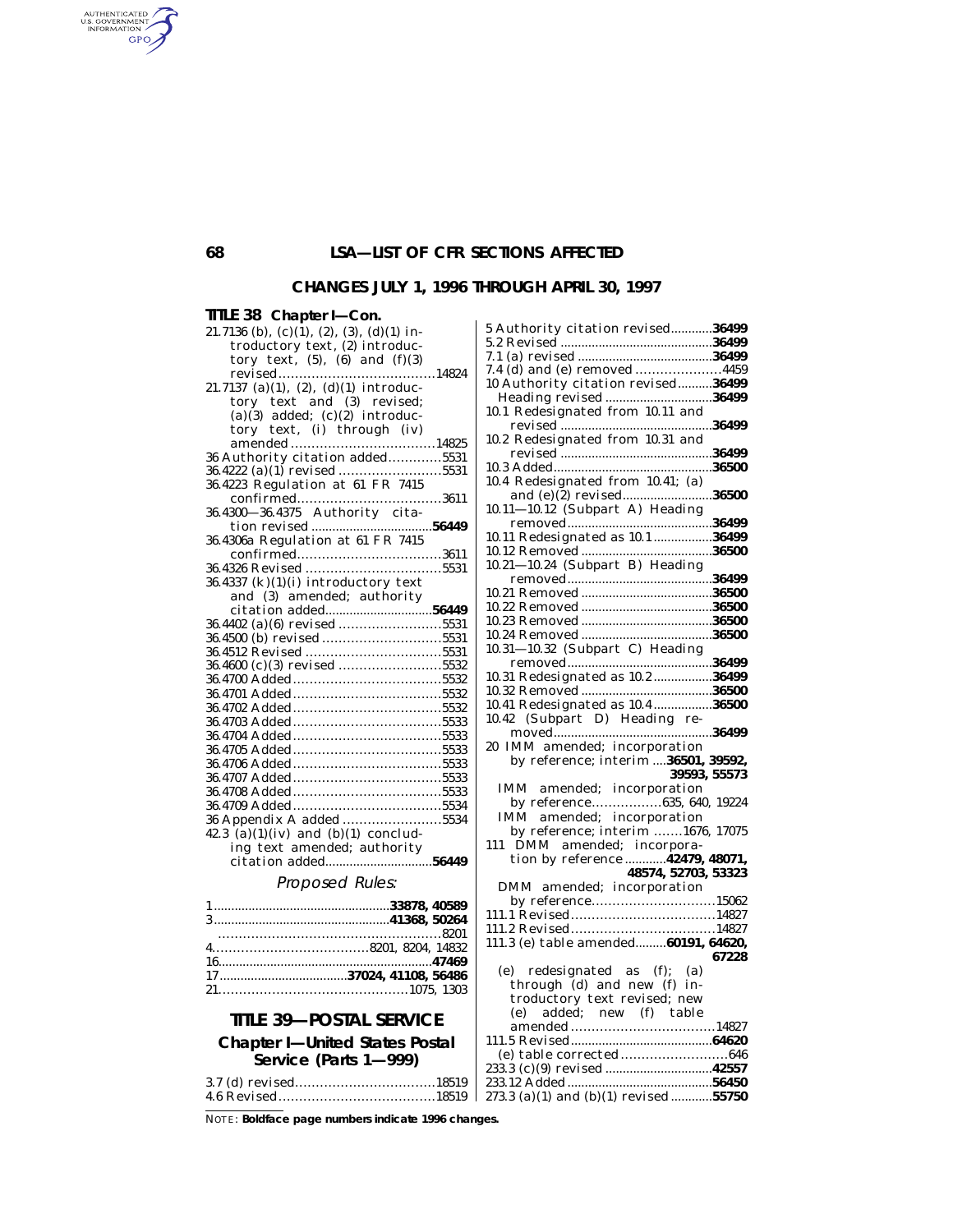## CHANGES JULY 1, 1996 THROUGH APRIL 30, 1997

### TITLE 38 Chapter I—Con.

21.7136 (b), (c)(1), (2), (3), (d)(1) introductory text, (2) introductory text, (5), (6) and (f)(3) revised....................................14824
21.7137 (a)(1), (2), (d)(1) introductory text and (3) revised; (a)(3) added; (c)(2) introductory text, (i) through (iv) amended....................................14825
36 Authority citation added.............5531
36.4222 (a)(1) revised.........................5531
36.4223 Regulation at 61 FR 7415 confirmed....................................3611
36.4300—36.4375 Authority citation revised....................................**56449**
36.4306a Regulation at 61 FR 7415 confirmed....................................3611
36.4326 Revised.................................5531
36.4337 (k)(1)(i) introductory text and (3) amended; authority citation added...............................**56449**
36.4402 (a)(6) revised.........................5531
36.4500 (b) revised.............................5531
36.4512 Revised.................................5531
36.4600 (c)(3) revised.........................5532
36.4700 Added....................................5532
36.4701 Added....................................5532
36.4702 Added....................................5532
36.4703 Added....................................5533
36.4704 Added....................................5533
36.4705 Added....................................5533
36.4706 Added....................................5533
36.4707 Added....................................5533
36.4708 Added....................................5533
36.4709 Added....................................5534
36 Appendix A added........................5534
42.3 (a)(1)(iv) and (b)(1) concluding text amended; authority citation added...............................**56449**

*Proposed Rules:*

1....................................................**33878, 40589**
3....................................................**41368, 50264**
......................................................8201
4....................................................8201, 8204, 14832
16..................................................**47469**
17....................................**37024, 41108, 56486**
21..................................................1075, 1303

### TITLE 39—POSTAL SERVICE

#### Chapter I—United States Postal Service (Parts 1—999)

3.7 (d) revised.................................18519
4.6 Revised......................................18519
5 Authority citation revised............**36499**
5.2 Revised.......................................**36499**
7.1 (a) revised...................................**36499**
7.4 (d) and (e) removed.....................4459
10 Authority citation revised...........**36499**
Heading revised...............................**36499**
10.1 Redesignated from 10.11 and revised.......................................**36499**
10.2 Redesignated from 10.31 and revised.......................................**36499**
10.3 Added.......................................**36500**
10.4 Redesignated from 10.41; (a) and (e)(2) revised..........................**36500**
10.11—10.12 (Subpart A) Heading removed.......................................**36499**
10.11 Redesignated as 10.1.................**36499**
10.12 Removed.................................**36500**
10.21—10.24 (Subpart B) Heading removed.......................................**36499**
10.21 Removed.................................**36500**
10.22 Removed.................................**36500**
10.23 Removed.................................**36500**
10.24 Removed.................................**36500**
10.31—10.32 (Subpart C) Heading removed.......................................**36499**
10.31 Redesignated as 10.2.................**36499**
10.32 Removed.................................**36500**
10.41 Redesignated as 10.4.................**36500**
10.42 (Subpart D) Heading removed.......................................**36499**
20 IMM amended; incorporation by reference; interim....**36501, 39592, 39593, 55573**
IMM amended; incorporation by reference.................635, 640, 19224
IMM amended; incorporation by reference; interim.......1676, 17075
111 DMM amended; incorporation by reference............**42479, 48071, 48574, 52703, 53323**
DMM amended; incorporation by reference..............................15062
111.1 Revised....................................14827
111.2 Revised....................................14827
111.3 (e) table amended.........**60191, 64620, 67228**
(e) redesignated as (f); (a) through (d) and new (f) introductory text revised; new (e) added; new (f) table amended....................................14827
111.5 Revised.......................................**64620**
(e) table corrected..........................646
233.3 (c)(9) revised...............................**42557**
233.12 Added.........................................**56450**
273.3 (a)(1) and (b)(1) revised............**55750**

NOTE: **Boldface page numbers indicate 1996 changes.**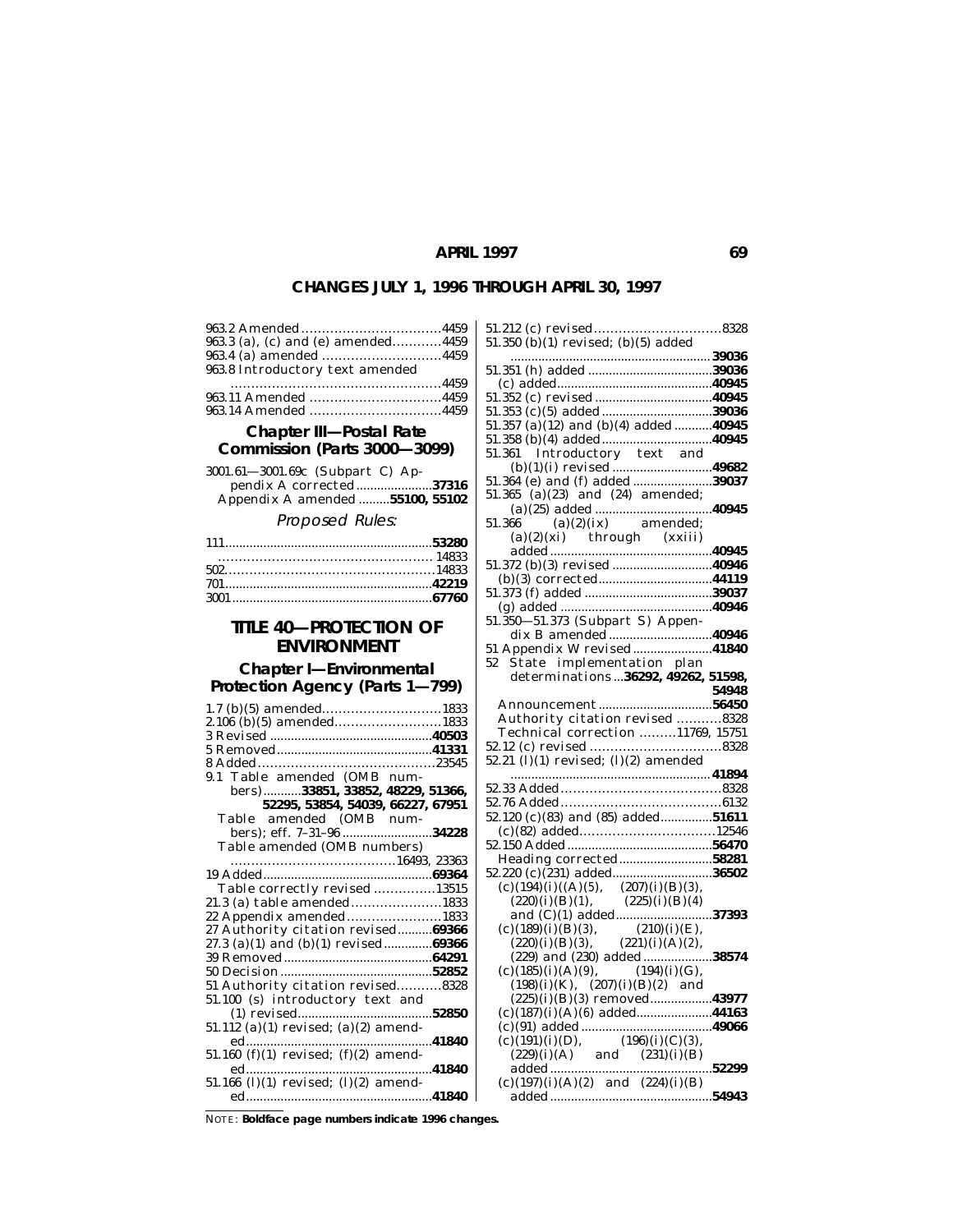## CHANGES JULY 1, 1996 THROUGH APRIL 30, 1997

963.2 Amended .................................4459
963.3 (a), (c) and (e) amended............4459
963.4 (a) amended ............................4459
963.8 Introductory text amended ...................................................4459
963.11 Amended ................................4459
963.14 Amended ................................4459

### Chapter III—Postal Rate Commission (Parts 3000—3099)

3001.61—3001.69c (Subpart C) Appendix A corrected......................**37316**
Appendix A amended .........**55100, 55102**

*Proposed Rules:*

111............................................................**53280**
.................................................... 14833
502...................................................14833
701............................................................**42219**
3001..........................................................**67760**

## TITLE 40—PROTECTION OF ENVIRONMENT

### Chapter I—Environmental Protection Agency (Parts 1—799)

1.7 (b)(5) amended............................1833
2.106 (b)(5) amended..........................1833
3 Revised ..............................................**40503**
5 Removed.............................................**41331**
8 Added...........................................23545
9.1 Table amended (OMB numbers)...........**33851, 33852, 48229, 51366, 52295, 53854, 54039, 66227, 67951**
Table amended (OMB numbers); eff. 7–31–96 ..........................**34228**
Table amended (OMB numbers) ........................................16493, 23363
19 Added.................................................**69364**
Table correctly revised ...............13515
21.3 (a) table amended......................1833
22 Appendix amended.......................1833
27 Authority citation revised..........**69366**
27.3 (a)(1) and (b)(1) revised.............**69366**
39 Removed...........................................**64291**
50 Decision ............................................**52852**
51 Authority citation revised...........8328
51.100 (s) introductory text and (1) revised.......................................**52850**
51.112 (a)(1) revised; (a)(2) amended......................................................**41840**
51.160 (f)(1) revised; (f)(2) amended......................................................**41840**
51.166 (l)(1) revised; (l)(2) amended......................................................**41840**
51.212 (c) revised..............................8328
51.350 (b)(1) revised; (b)(5) added ..........................................................**39036**
51.351 (h) added ....................................**39036**
(c) added.............................................**40945**
51.352 (c) revised ..................................**40945**
51.353 (c)(5) added ................................**39036**
51.357 (a)(12) and (b)(4) added ...........**40945**
51.358 (b)(4) added ................................**40945**
51.361 Introductory text and (b)(1)(i) revised .............................**49682**
51.364 (e) and (f) added .......................**39037**
51.365 (a)(23) and (24) amended; (a)(25) added ..................................**40945**
51.366 (a)(2)(ix) amended; (a)(2)(xi) through (xxiii) added ...............................................**40945**
51.372 (b)(3) revised .............................**40946**
(b)(3) corrected.................................**44119**
51.373 (f) added .....................................**39037**
(g) added ............................................**40946**
51.350—51.373 (Subpart S) Appendix B amended .............................**40946**
51 Appendix W revised.......................**41840**
52 State implementation plan determinations ...**36292, 49262, 51598, 54948**
Announcement .................................**56450**
Authority citation revised ...........8328
Technical correction .........11769, 15751
52.12 (c) revised ...............................8328
52.21 (l)(1) revised; (l)(2) amended ..........................................................**41894**
52.33 Added.......................................8328
52.76 Added.......................................6132
52.120 (c)(83) and (85) added...............**51611**
(c)(82) added.................................12546
52.150 Added ..........................................**56470**
Heading corrected...........................**58281**
52.220 (c)(231) added.............................**36502**
(c)(194)(i)((A)(5), (207)(i)(B)(3), (220)(i)(B)(1), (225)(i)(B)(4) and (C)(1) added............................**37393**
(c)(189)(i)(B)(3), (210)(i)(E), (220)(i)(B)(3), (221)(i)(A)(2), (229) and (230) added ....................**38574**
(c)(185)(i)(A)(9), (194)(i)(G), (198)(i)(K), (207)(i)(B)(2) and (225)(i)(B)(3) removed..................**43977**
(c)(187)(i)(A)(6) added......................**44163**
(c)(91) added ......................................**49066**
(c)(191)(i)(D), (196)(i)(C)(3), (229)(i)(A) and (231)(i)(B) added ..............................................**52299**
(c)(197)(i)(A)(2) and (224)(i)(B) added ..............................................**54943**

NOTE: **Boldface page numbers indicate 1996 changes.**